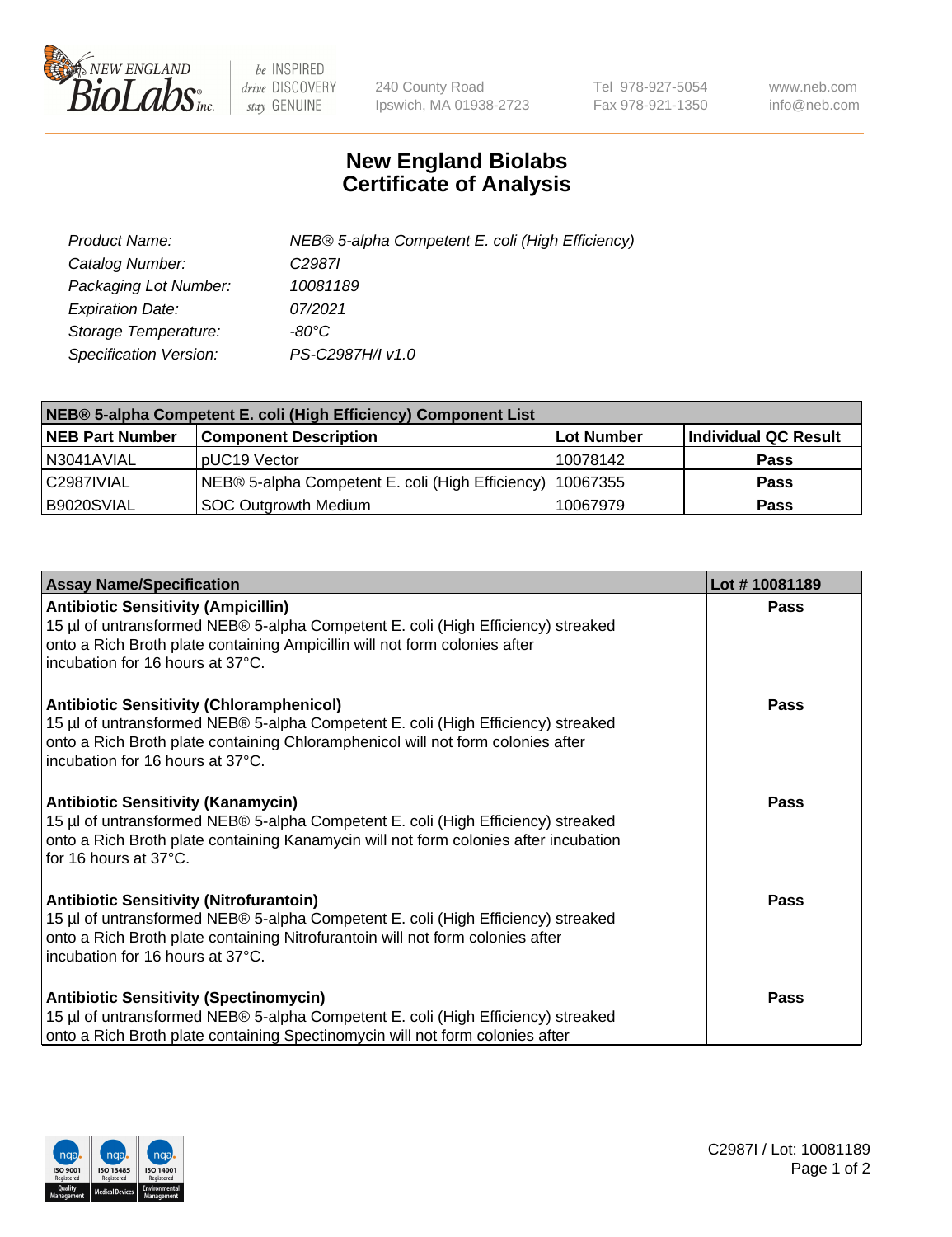NEW ENGLAND BioLabs Inc. — be INSPIRED drive DISCOVERY stay GENUINE

240 County Road
Ipswich, MA 01938-2723

Tel 978-927-5054
Fax 978-921-1350

www.neb.com
info@neb.com

# New England Biolabs
# Certificate of Analysis

| | |
|---|---|
| *Product Name:* | *NEB® 5-alpha Competent E. coli (High Efficiency)* |
| *Catalog Number:* | *C2987I* |
| *Packaging Lot Number:* | *10081189* |
| *Expiration Date:* | *07/2021* |
| *Storage Temperature:* | *-80°C* |
| *Specification Version:* | *PS-C2987H/I v1.0* |

| **NEB® 5-alpha Competent E. coli (High Efficiency) Component List** | | | |
|---|---|---|---|
| **NEB Part Number** | **Component Description** | **Lot Number** | **Individual QC Result** |
| N3041AVIAL | pUC19 Vector | 10078142 | **Pass** |
| C2987IVIAL | NEB® 5-alpha Competent E. coli (High Efficiency) | 10067355 | **Pass** |
| B9020SVIAL | SOC Outgrowth Medium | 10067979 | **Pass** |

| **Assay Name/Specification** | **Lot # 10081189** |
|---|---|
| **Antibiotic Sensitivity (Ampicillin)**<br>15 µl of untransformed NEB® 5-alpha Competent E. coli (High Efficiency) streaked onto a Rich Broth plate containing Ampicillin will not form colonies after incubation for 16 hours at 37°C. | **Pass** |
| **Antibiotic Sensitivity (Chloramphenicol)**<br>15 µl of untransformed NEB® 5-alpha Competent E. coli (High Efficiency) streaked onto a Rich Broth plate containing Chloramphenicol will not form colonies after incubation for 16 hours at 37°C. | **Pass** |
| **Antibiotic Sensitivity (Kanamycin)**<br>15 µl of untransformed NEB® 5-alpha Competent E. coli (High Efficiency) streaked onto a Rich Broth plate containing Kanamycin will not form colonies after incubation for 16 hours at 37°C. | **Pass** |
| **Antibiotic Sensitivity (Nitrofurantoin)**<br>15 µl of untransformed NEB® 5-alpha Competent E. coli (High Efficiency) streaked onto a Rich Broth plate containing Nitrofurantoin will not form colonies after incubation for 16 hours at 37°C. | **Pass** |
| **Antibiotic Sensitivity (Spectinomycin)**<br>15 µl of untransformed NEB® 5-alpha Competent E. coli (High Efficiency) streaked onto a Rich Broth plate containing Spectinomycin will not form colonies after | **Pass** |

C2987I / Lot: 10081189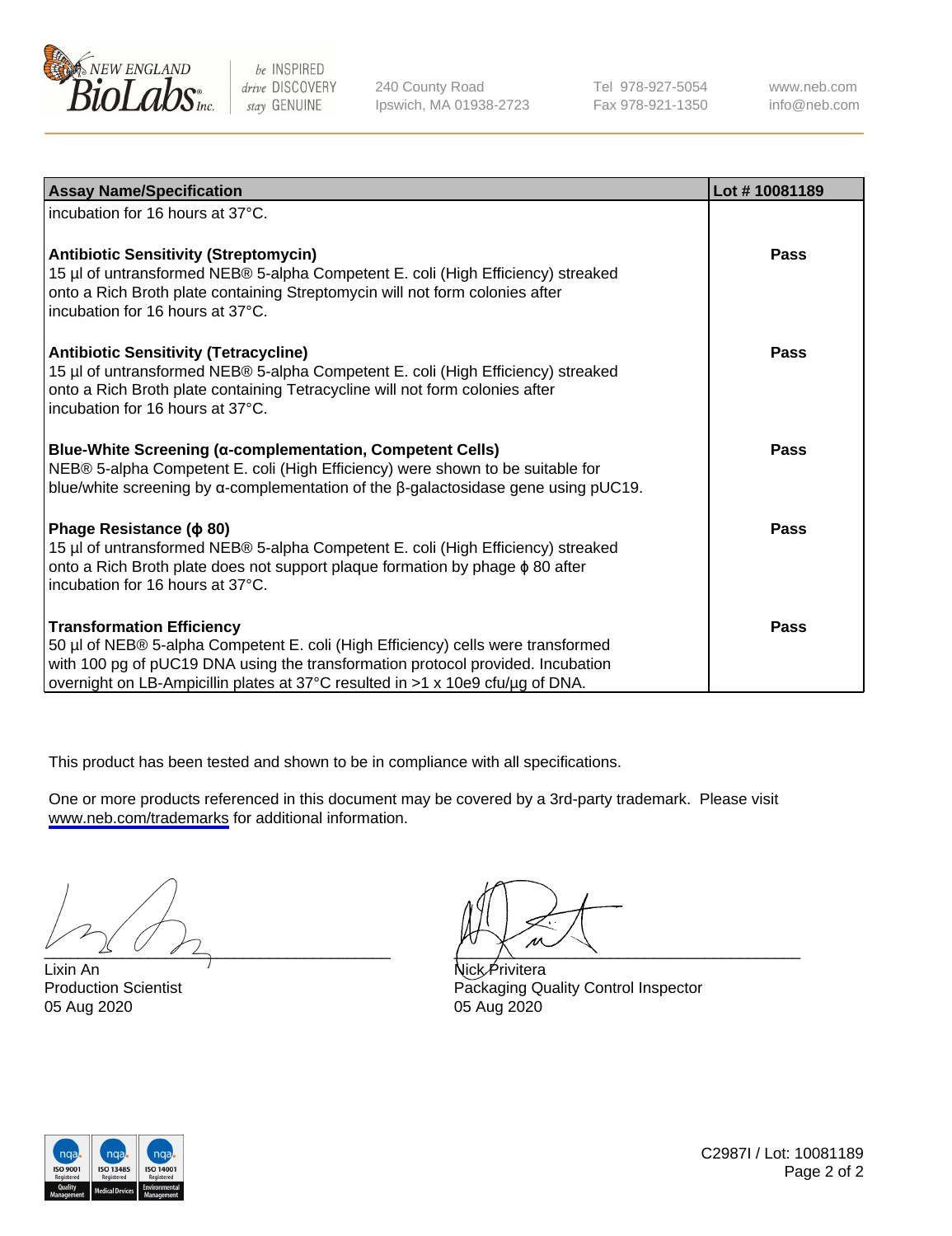| Assay Name/Specification | Lot # 10081189 |
|---|---|
| incubation for 16 hours at 37°C. | |
| **Antibiotic Sensitivity (Streptomycin)**<br>15 µl of untransformed NEB® 5-alpha Competent E. coli (High Efficiency) streaked onto a Rich Broth plate containing Streptomycin will not form colonies after incubation for 16 hours at 37°C. | Pass |
| **Antibiotic Sensitivity (Tetracycline)**<br>15 µl of untransformed NEB® 5-alpha Competent E. coli (High Efficiency) streaked onto a Rich Broth plate containing Tetracycline will not form colonies after incubation for 16 hours at 37°C. | Pass |
| **Blue-White Screening (α-complementation, Competent Cells)**<br>NEB® 5-alpha Competent E. coli (High Efficiency) were shown to be suitable for blue/white screening by α-complementation of the β-galactosidase gene using pUC19. | Pass |
| **Phage Resistance (ϕ 80)**<br>15 µl of untransformed NEB® 5-alpha Competent E. coli (High Efficiency) streaked onto a Rich Broth plate does not support plaque formation by phage ϕ 80 after incubation for 16 hours at 37°C. | Pass |
| **Transformation Efficiency**<br>50 µl of NEB® 5-alpha Competent E. coli (High Efficiency) cells were transformed with 100 pg of pUC19 DNA using the transformation protocol provided. Incubation overnight on LB-Ampicillin plates at 37°C resulted in >1 x 10e9 cfu/µg of DNA. | Pass |

This product has been tested and shown to be in compliance with all specifications.

One or more products referenced in this document may be covered by a 3rd-party trademark. Please visit www.neb.com/trademarks for additional information.

Lixin An
Production Scientist
05 Aug 2020

Nick Privitera
Packaging Quality Control Inspector
05 Aug 2020

C2987I / Lot: 10081189